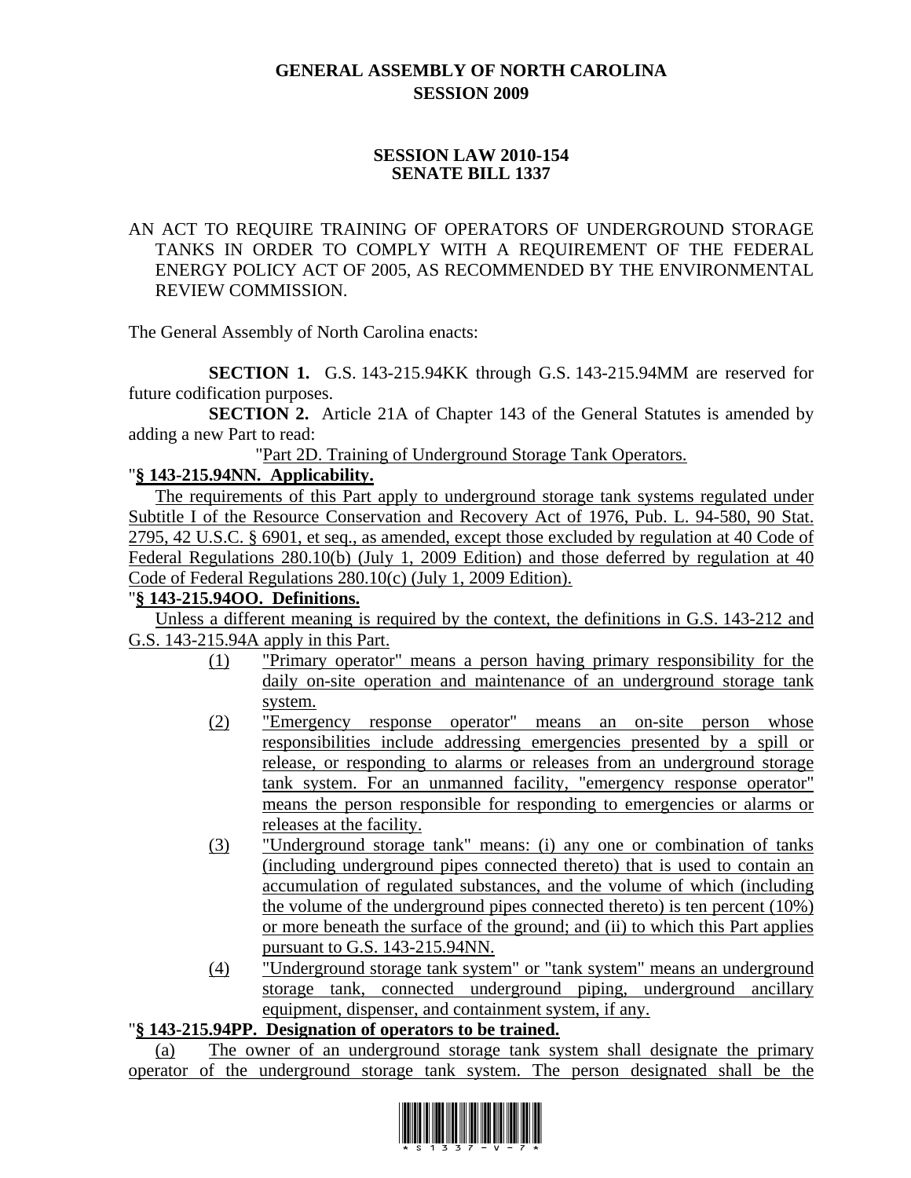# GENERAL ASSEMBLY OF NORTH CAROLINA
## SESSION 2009

### SESSION LAW 2010-154
### SENATE BILL 1337

AN ACT TO REQUIRE TRAINING OF OPERATORS OF UNDERGROUND STORAGE TANKS IN ORDER TO COMPLY WITH A REQUIREMENT OF THE FEDERAL ENERGY POLICY ACT OF 2005, AS RECOMMENDED BY THE ENVIRONMENTAL REVIEW COMMISSION.

The General Assembly of North Carolina enacts:

**SECTION 1.** G.S. 143-215.94KK through G.S. 143-215.94MM are reserved for future codification purposes.

**SECTION 2.** Article 21A of Chapter 143 of the General Statutes is amended by adding a new Part to read:

"Part 2D. Training of Underground Storage Tank Operators.

"**§ 143-215.94NN. Applicability.**

The requirements of this Part apply to underground storage tank systems regulated under Subtitle I of the Resource Conservation and Recovery Act of 1976, Pub. L. 94-580, 90 Stat. 2795, 42 U.S.C. § 6901, et seq., as amended, except those excluded by regulation at 40 Code of Federal Regulations 280.10(b) (July 1, 2009 Edition) and those deferred by regulation at 40 Code of Federal Regulations 280.10(c) (July 1, 2009 Edition).

"**§ 143-215.94OO. Definitions.**

Unless a different meaning is required by the context, the definitions in G.S. 143-212 and G.S. 143-215.94A apply in this Part.

(1) "Primary operator" means a person having primary responsibility for the daily on-site operation and maintenance of an underground storage tank system.

(2) "Emergency response operator" means an on-site person whose responsibilities include addressing emergencies presented by a spill or release, or responding to alarms or releases from an underground storage tank system. For an unmanned facility, "emergency response operator" means the person responsible for responding to emergencies or alarms or releases at the facility.

(3) "Underground storage tank" means: (i) any one or combination of tanks (including underground pipes connected thereto) that is used to contain an accumulation of regulated substances, and the volume of which (including the volume of the underground pipes connected thereto) is ten percent (10%) or more beneath the surface of the ground; and (ii) to which this Part applies pursuant to G.S. 143-215.94NN.

(4) "Underground storage tank system" or "tank system" means an underground storage tank, connected underground piping, underground ancillary equipment, dispenser, and containment system, if any.

"**§ 143-215.94PP. Designation of operators to be trained.**

(a) The owner of an underground storage tank system shall designate the primary operator of the underground storage tank system. The person designated shall be the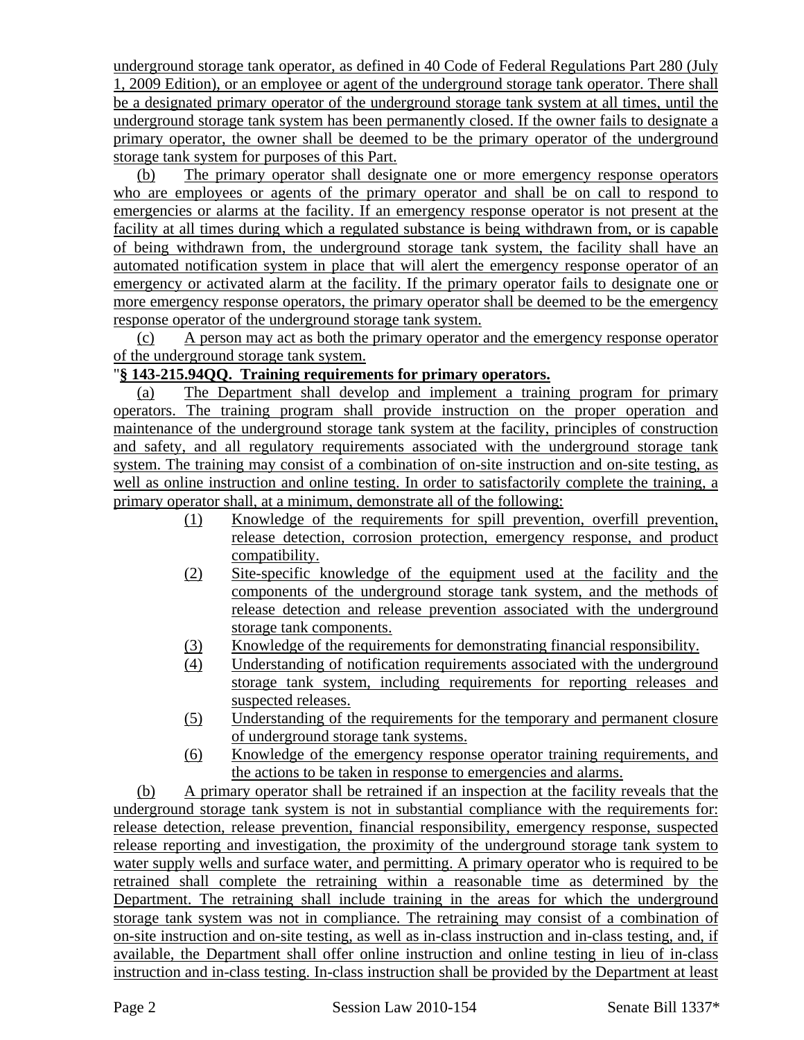underground storage tank operator, as defined in 40 Code of Federal Regulations Part 280 (July 1, 2009 Edition), or an employee or agent of the underground storage tank operator. There shall be a designated primary operator of the underground storage tank system at all times, until the underground storage tank system has been permanently closed. If the owner fails to designate a primary operator, the owner shall be deemed to be the primary operator of the underground storage tank system for purposes of this Part.

(b) The primary operator shall designate one or more emergency response operators who are employees or agents of the primary operator and shall be on call to respond to emergencies or alarms at the facility. If an emergency response operator is not present at the facility at all times during which a regulated substance is being withdrawn from, or is capable of being withdrawn from, the underground storage tank system, the facility shall have an automated notification system in place that will alert the emergency response operator of an emergency or activated alarm at the facility. If the primary operator fails to designate one or more emergency response operators, the primary operator shall be deemed to be the emergency response operator of the underground storage tank system.

(c) A person may act as both the primary operator and the emergency response operator of the underground storage tank system.

"**§ 143-215.94QQ. Training requirements for primary operators.**

(a) The Department shall develop and implement a training program for primary operators. The training program shall provide instruction on the proper operation and maintenance of the underground storage tank system at the facility, principles of construction and safety, and all regulatory requirements associated with the underground storage tank system. The training may consist of a combination of on-site instruction and on-site testing, as well as online instruction and online testing. In order to satisfactorily complete the training, a primary operator shall, at a minimum, demonstrate all of the following:

(1) Knowledge of the requirements for spill prevention, overfill prevention, release detection, corrosion protection, emergency response, and product compatibility.
(2) Site-specific knowledge of the equipment used at the facility and the components of the underground storage tank system, and the methods of release detection and release prevention associated with the underground storage tank components.
(3) Knowledge of the requirements for demonstrating financial responsibility.
(4) Understanding of notification requirements associated with the underground storage tank system, including requirements for reporting releases and suspected releases.
(5) Understanding of the requirements for the temporary and permanent closure of underground storage tank systems.
(6) Knowledge of the emergency response operator training requirements, and the actions to be taken in response to emergencies and alarms.

(b) A primary operator shall be retrained if an inspection at the facility reveals that the underground storage tank system is not in substantial compliance with the requirements for: release detection, release prevention, financial responsibility, emergency response, suspected release reporting and investigation, the proximity of the underground storage tank system to water supply wells and surface water, and permitting. A primary operator who is required to be retrained shall complete the retraining within a reasonable time as determined by the Department. The retraining shall include training in the areas for which the underground storage tank system was not in compliance. The retraining may consist of a combination of on-site instruction and on-site testing, as well as in-class instruction and in-class testing, and, if available, the Department shall offer online instruction and online testing in lieu of in-class instruction and in-class testing. In-class instruction shall be provided by the Department at least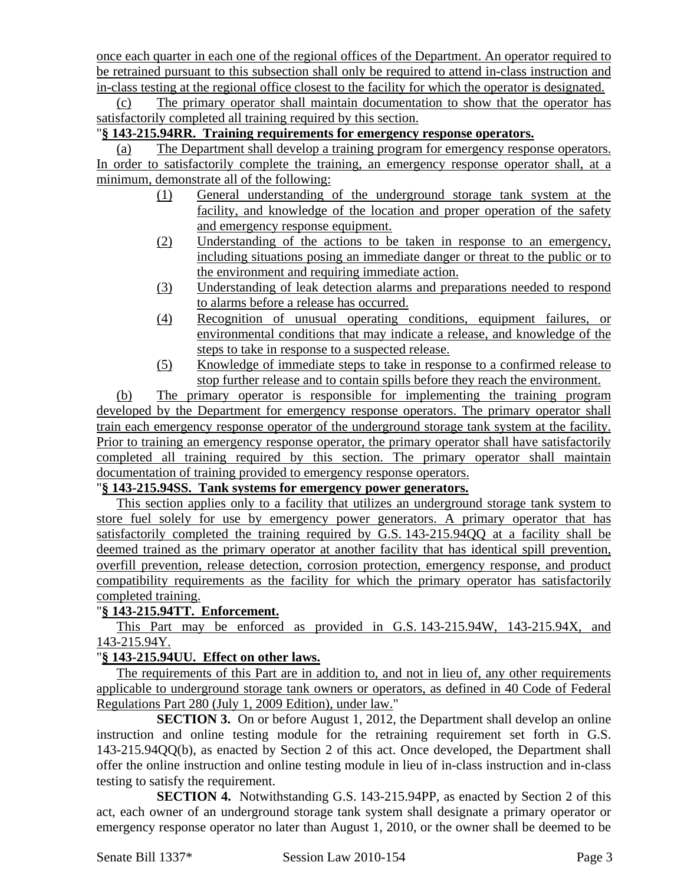once each quarter in each one of the regional offices of the Department. An operator required to be retrained pursuant to this subsection shall only be required to attend in-class instruction and in-class testing at the regional office closest to the facility for which the operator is designated.

(c) The primary operator shall maintain documentation to show that the operator has satisfactorily completed all training required by this section.

"**§ 143-215.94RR. Training requirements for emergency response operators.**

(a) The Department shall develop a training program for emergency response operators. In order to satisfactorily complete the training, an emergency response operator shall, at a minimum, demonstrate all of the following:

(1) General understanding of the underground storage tank system at the facility, and knowledge of the location and proper operation of the safety and emergency response equipment.

(2) Understanding of the actions to be taken in response to an emergency, including situations posing an immediate danger or threat to the public or to the environment and requiring immediate action.

(3) Understanding of leak detection alarms and preparations needed to respond to alarms before a release has occurred.

(4) Recognition of unusual operating conditions, equipment failures, or environmental conditions that may indicate a release, and knowledge of the steps to take in response to a suspected release.

(5) Knowledge of immediate steps to take in response to a confirmed release to stop further release and to contain spills before they reach the environment.

(b) The primary operator is responsible for implementing the training program developed by the Department for emergency response operators. The primary operator shall train each emergency response operator of the underground storage tank system at the facility. Prior to training an emergency response operator, the primary operator shall have satisfactorily completed all training required by this section. The primary operator shall maintain documentation of training provided to emergency response operators.

"**§ 143-215.94SS. Tank systems for emergency power generators.**

This section applies only to a facility that utilizes an underground storage tank system to store fuel solely for use by emergency power generators. A primary operator that has satisfactorily completed the training required by G.S. 143-215.94QQ at a facility shall be deemed trained as the primary operator at another facility that has identical spill prevention, overfill prevention, release detection, corrosion protection, emergency response, and product compatibility requirements as the facility for which the primary operator has satisfactorily completed training.

"**§ 143-215.94TT. Enforcement.**

This Part may be enforced as provided in G.S. 143-215.94W, 143-215.94X, and 143-215.94Y.

"**§ 143-215.94UU. Effect on other laws.**

The requirements of this Part are in addition to, and not in lieu of, any other requirements applicable to underground storage tank owners or operators, as defined in 40 Code of Federal Regulations Part 280 (July 1, 2009 Edition), under law."

**SECTION 3.** On or before August 1, 2012, the Department shall develop an online instruction and online testing module for the retraining requirement set forth in G.S. 143-215.94QQ(b), as enacted by Section 2 of this act. Once developed, the Department shall offer the online instruction and online testing module in lieu of in-class instruction and in-class testing to satisfy the requirement.

**SECTION 4.** Notwithstanding G.S. 143-215.94PP, as enacted by Section 2 of this act, each owner of an underground storage tank system shall designate a primary operator or emergency response operator no later than August 1, 2010, or the owner shall be deemed to be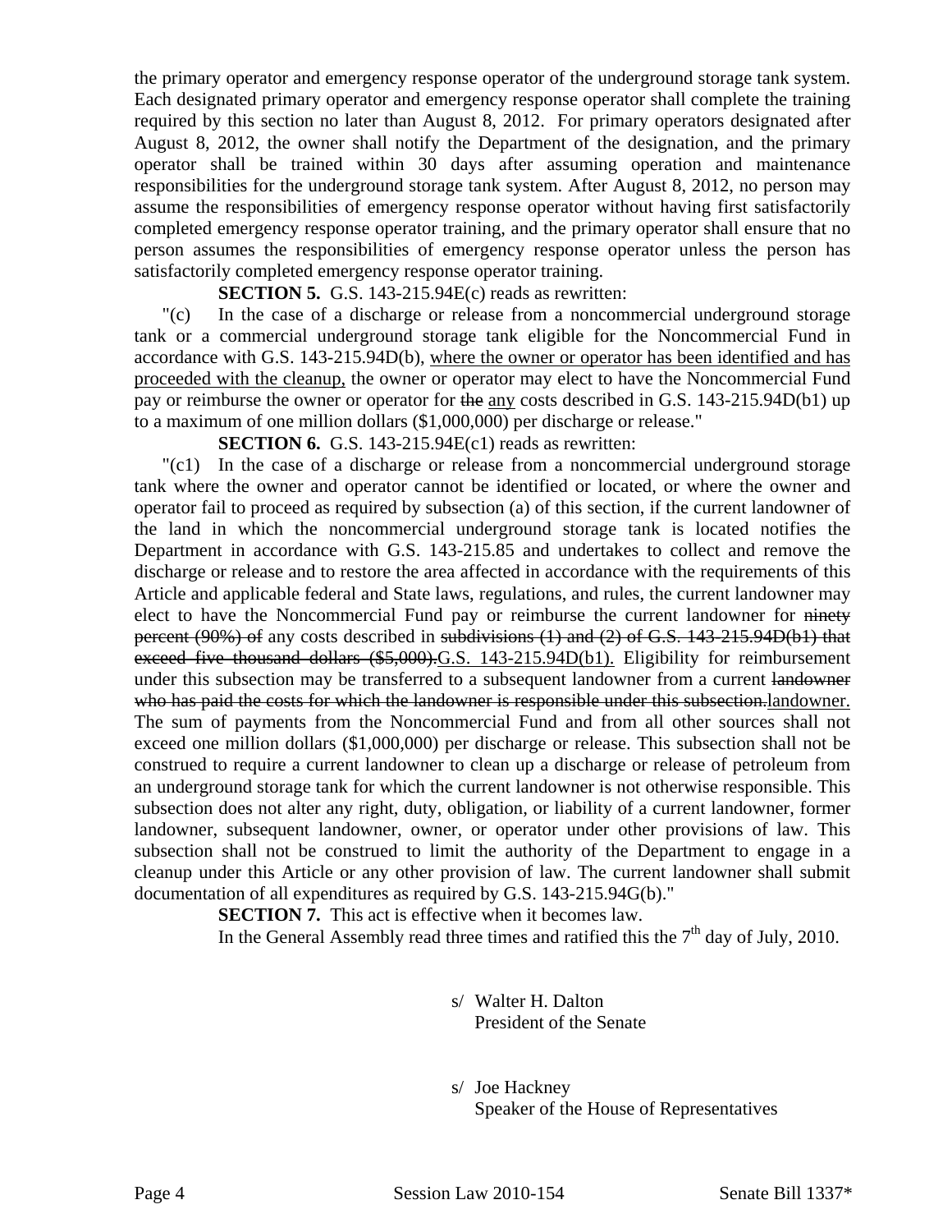the primary operator and emergency response operator of the underground storage tank system. Each designated primary operator and emergency response operator shall complete the training required by this section no later than August 8, 2012. For primary operators designated after August 8, 2012, the owner shall notify the Department of the designation, and the primary operator shall be trained within 30 days after assuming operation and maintenance responsibilities for the underground storage tank system. After August 8, 2012, no person may assume the responsibilities of emergency response operator without having first satisfactorily completed emergency response operator training, and the primary operator shall ensure that no person assumes the responsibilities of emergency response operator unless the person has satisfactorily completed emergency response operator training.

**SECTION 5.** G.S. 143-215.94E(c) reads as rewritten:

"(c) In the case of a discharge or release from a noncommercial underground storage tank or a commercial underground storage tank eligible for the Noncommercial Fund in accordance with G.S. 143-215.94D(b), <u>where the owner or operator has been identified and has proceeded with the cleanup,</u> the owner or operator may elect to have the Noncommercial Fund pay or reimburse the owner or operator for ~~the~~ <u>any</u> costs described in G.S. 143-215.94D(b1) up to a maximum of one million dollars ($1,000,000) per discharge or release."

**SECTION 6.** G.S. 143-215.94E(c1) reads as rewritten:

"(c1) In the case of a discharge or release from a noncommercial underground storage tank where the owner and operator cannot be identified or located, or where the owner and operator fail to proceed as required by subsection (a) of this section, if the current landowner of the land in which the noncommercial underground storage tank is located notifies the Department in accordance with G.S. 143-215.85 and undertakes to collect and remove the discharge or release and to restore the area affected in accordance with the requirements of this Article and applicable federal and State laws, regulations, and rules, the current landowner may elect to have the Noncommercial Fund pay or reimburse the current landowner for ~~ninety percent (90%) of~~ any costs described in ~~subdivisions (1) and (2) of G.S. 143-215.94D(b1) that exceed five thousand dollars ($5,000).~~<u>G.S. 143-215.94D(b1).</u> Eligibility for reimbursement under this subsection may be transferred to a subsequent landowner from a current ~~landowner who has paid the costs for which the landowner is responsible under this subsection.~~<u>landowner.</u> The sum of payments from the Noncommercial Fund and from all other sources shall not exceed one million dollars ($1,000,000) per discharge or release. This subsection shall not be construed to require a current landowner to clean up a discharge or release of petroleum from an underground storage tank for which the current landowner is not otherwise responsible. This subsection does not alter any right, duty, obligation, or liability of a current landowner, former landowner, subsequent landowner, owner, or operator under other provisions of law. This subsection shall not be construed to limit the authority of the Department to engage in a cleanup under this Article or any other provision of law. The current landowner shall submit documentation of all expenditures as required by G.S. 143-215.94G(b)."

**SECTION 7.** This act is effective when it becomes law.

In the General Assembly read three times and ratified this the 7th day of July, 2010.

s/ Walter H. Dalton
President of the Senate

s/ Joe Hackney
Speaker of the House of Representatives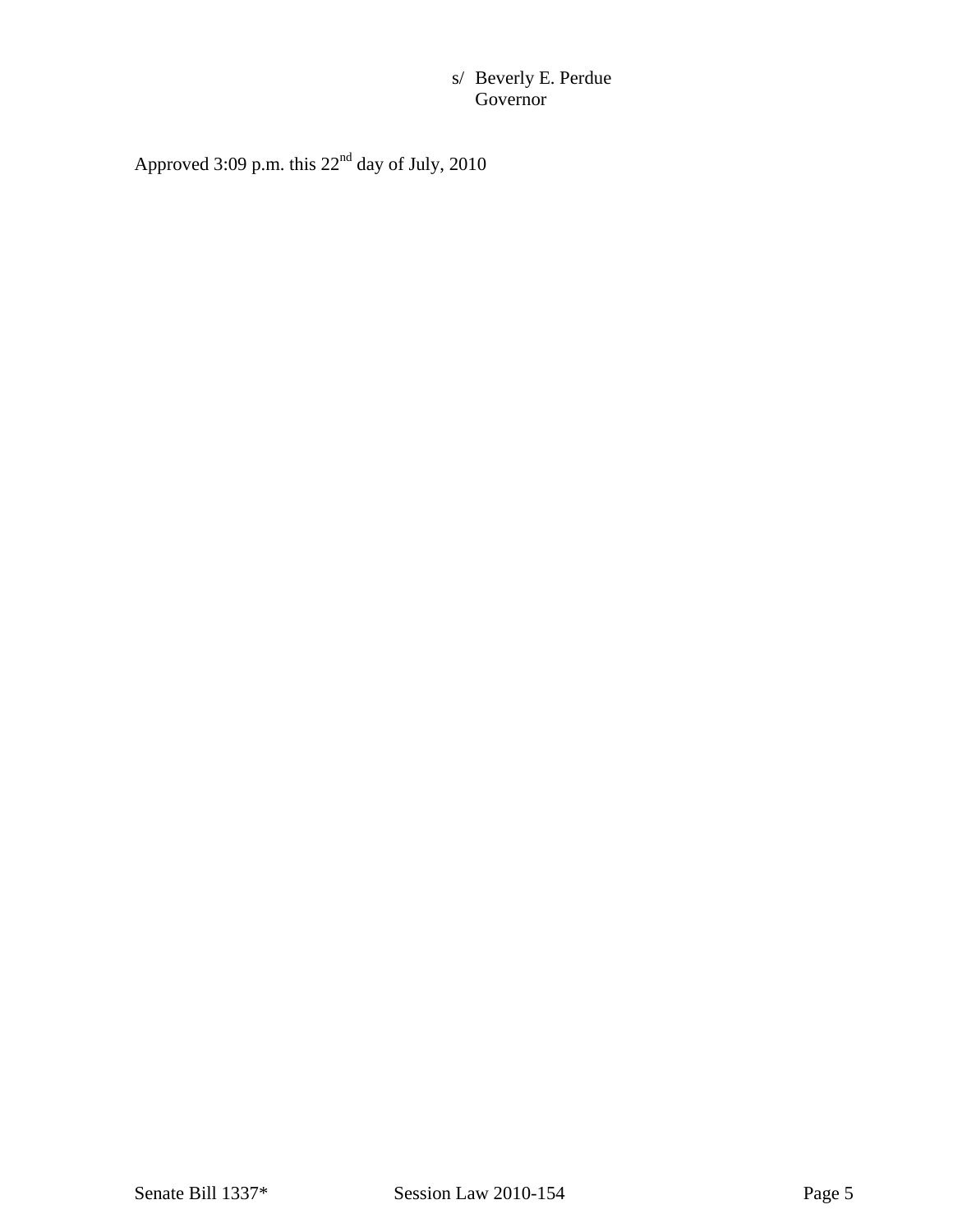s/ Beverly E. Perdue
Governor

Approved 3:09 p.m. this 22nd day of July, 2010